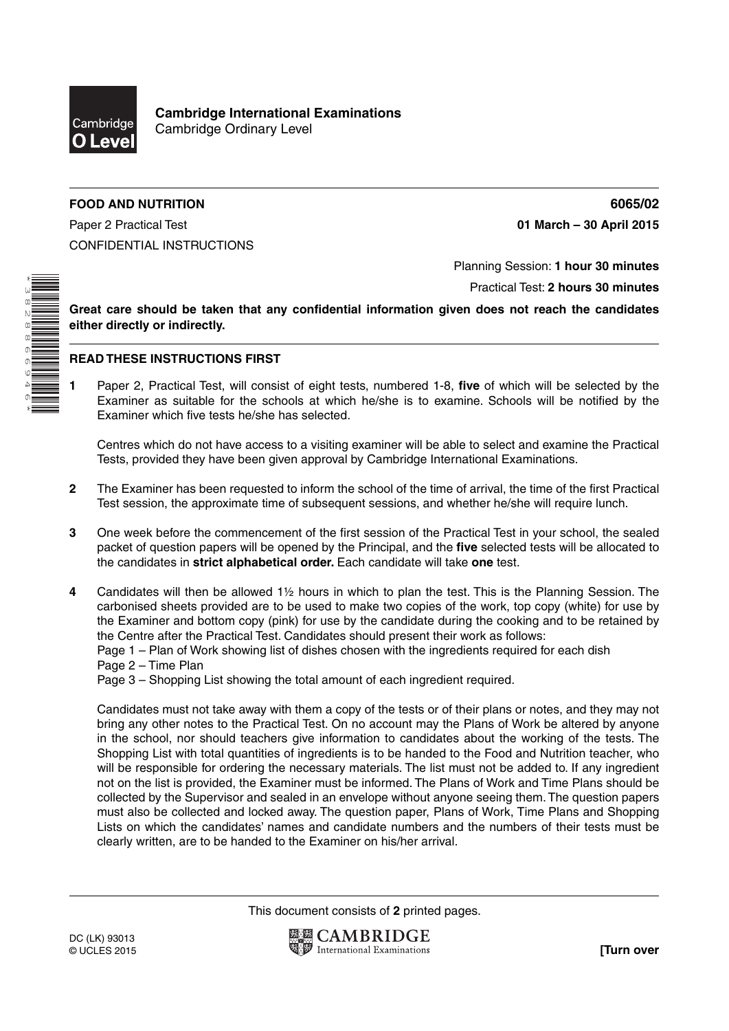**Cambridge International Examinations**
Cambridge Ordinary Level

**FOOD AND NUTRITION** **6065/02**

Paper 2 Practical Test **01 March – 30 April 2015**

CONFIDENTIAL INSTRUCTIONS

Planning Session: **1 hour 30 minutes**

Practical Test: **2 hours 30 minutes**

**Great care should be taken that any confidential information given does not reach the candidates either directly or indirectly.**

**READ THESE INSTRUCTIONS FIRST**

**1** Paper 2, Practical Test, will consist of eight tests, numbered 1-8, **five** of which will be selected by the Examiner as suitable for the schools at which he/she is to examine. Schools will be notified by the Examiner which five tests he/she has selected.

Centres which do not have access to a visiting examiner will be able to select and examine the Practical Tests, provided they have been given approval by Cambridge International Examinations.

**2** The Examiner has been requested to inform the school of the time of arrival, the time of the first Practical Test session, the approximate time of subsequent sessions, and whether he/she will require lunch.

**3** One week before the commencement of the first session of the Practical Test in your school, the sealed packet of question papers will be opened by the Principal, and the **five** selected tests will be allocated to the candidates in **strict alphabetical order.** Each candidate will take **one** test.

**4** Candidates will then be allowed 1½ hours in which to plan the test. This is the Planning Session. The carbonised sheets provided are to be used to make two copies of the work, top copy (white) for use by the Examiner and bottom copy (pink) for use by the candidate during the cooking and to be retained by the Centre after the Practical Test. Candidates should present their work as follows:
Page 1 – Plan of Work showing list of dishes chosen with the ingredients required for each dish
Page 2 – Time Plan
Page 3 – Shopping List showing the total amount of each ingredient required.

Candidates must not take away with them a copy of the tests or of their plans or notes, and they may not bring any other notes to the Practical Test. On no account may the Plans of Work be altered by anyone in the school, nor should teachers give information to candidates about the working of the tests. The Shopping List with total quantities of ingredients is to be handed to the Food and Nutrition teacher, who will be responsible for ordering the necessary materials. The list must not be added to. If any ingredient not on the list is provided, the Examiner must be informed. The Plans of Work and Time Plans should be collected by the Supervisor and sealed in an envelope without anyone seeing them. The question papers must also be collected and locked away. The question paper, Plans of Work, Time Plans and Shopping Lists on which the candidates' names and candidate numbers and the numbers of their tests must be clearly written, are to be handed to the Examiner on his/her arrival.

This document consists of **2** printed pages.

DC (LK) 93013
© UCLES 2015

**[Turn over**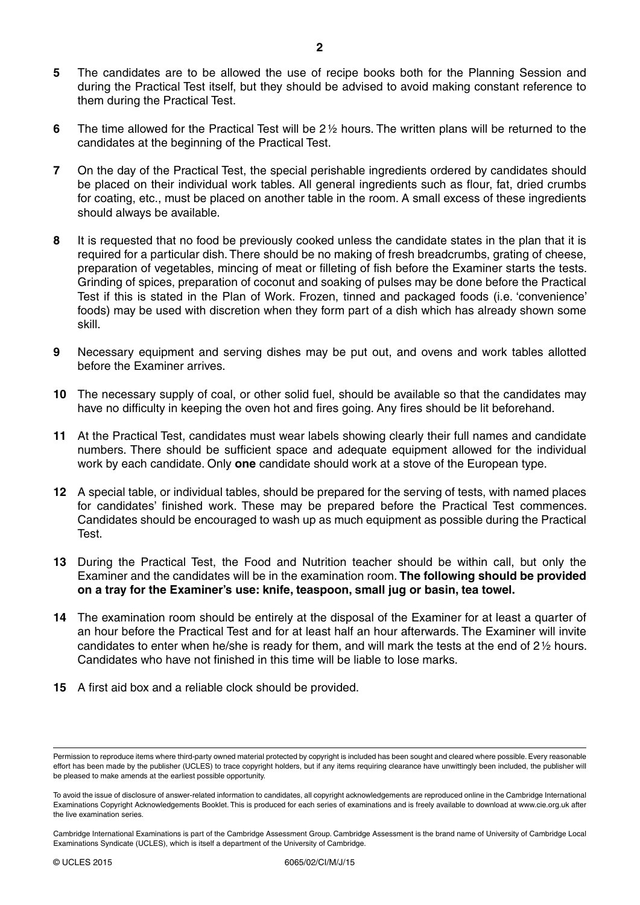5 The candidates are to be allowed the use of recipe books both for the Planning Session and during the Practical Test itself, but they should be advised to avoid making constant reference to them during the Practical Test.

6 The time allowed for the Practical Test will be 2½ hours. The written plans will be returned to the candidates at the beginning of the Practical Test.

7 On the day of the Practical Test, the special perishable ingredients ordered by candidates should be placed on their individual work tables. All general ingredients such as flour, fat, dried crumbs for coating, etc., must be placed on another table in the room. A small excess of these ingredients should always be available.

8 It is requested that no food be previously cooked unless the candidate states in the plan that it is required for a particular dish. There should be no making of fresh breadcrumbs, grating of cheese, preparation of vegetables, mincing of meat or filleting of fish before the Examiner starts the tests. Grinding of spices, preparation of coconut and soaking of pulses may be done before the Practical Test if this is stated in the Plan of Work. Frozen, tinned and packaged foods (i.e. 'convenience' foods) may be used with discretion when they form part of a dish which has already shown some skill.

9 Necessary equipment and serving dishes may be put out, and ovens and work tables allotted before the Examiner arrives.

10 The necessary supply of coal, or other solid fuel, should be available so that the candidates may have no difficulty in keeping the oven hot and fires going. Any fires should be lit beforehand.

11 At the Practical Test, candidates must wear labels showing clearly their full names and candidate numbers. There should be sufficient space and adequate equipment allowed for the individual work by each candidate. Only **one** candidate should work at a stove of the European type.

12 A special table, or individual tables, should be prepared for the serving of tests, with named places for candidates' finished work. These may be prepared before the Practical Test commences. Candidates should be encouraged to wash up as much equipment as possible during the Practical Test.

13 During the Practical Test, the Food and Nutrition teacher should be within call, but only the Examiner and the candidates will be in the examination room. **The following should be provided on a tray for the Examiner's use: knife, teaspoon, small jug or basin, tea towel.**

14 The examination room should be entirely at the disposal of the Examiner for at least a quarter of an hour before the Practical Test and for at least half an hour afterwards. The Examiner will invite candidates to enter when he/she is ready for them, and will mark the tests at the end of 2½ hours. Candidates who have not finished in this time will be liable to lose marks.

15 A first aid box and a reliable clock should be provided.

Permission to reproduce items where third-party owned material protected by copyright is included has been sought and cleared where possible. Every reasonable effort has been made by the publisher (UCLES) to trace copyright holders, but if any items requiring clearance have unwittingly been included, the publisher will be pleased to make amends at the earliest possible opportunity.

To avoid the issue of disclosure of answer-related information to candidates, all copyright acknowledgements are reproduced online in the Cambridge International Examinations Copyright Acknowledgements Booklet. This is produced for each series of examinations and is freely available to download at www.cie.org.uk after the live examination series.

Cambridge International Examinations is part of the Cambridge Assessment Group. Cambridge Assessment is the brand name of University of Cambridge Local Examinations Syndicate (UCLES), which is itself a department of the University of Cambridge.